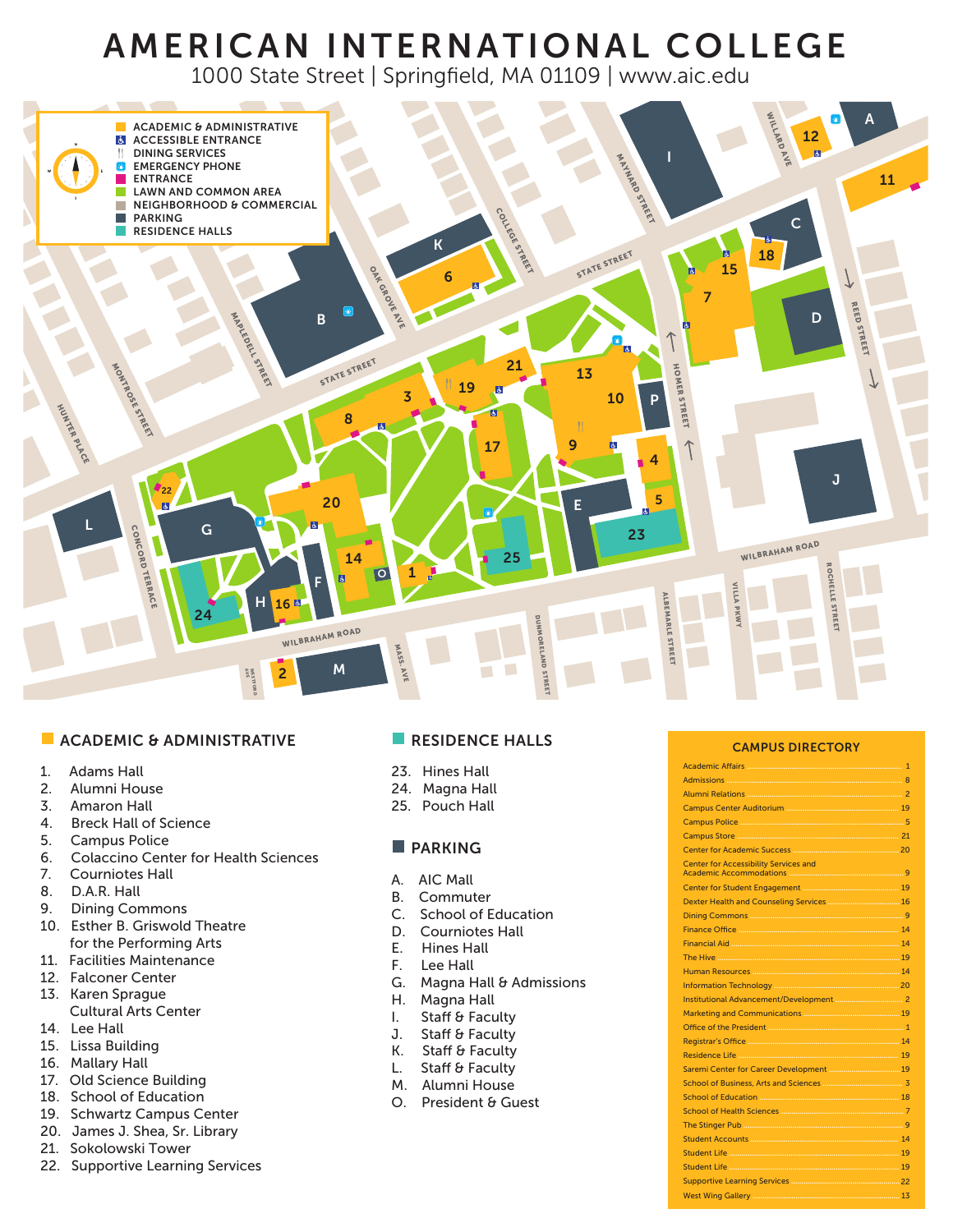# AMERICAN INTERNATIONAL COLLEGE

1000 State Street | Springfield, MA 01109 | www.aic.edu

- ACADEMIC & ADMINISTRATIVE
- ACCESSIBLE ENTRANCE
- DINING SERVICES
- EMERGENCY PHONE
- ENTRANCE
- LAWN AND COMMON AREA
- NEIGHBORHOOD & COMMERCIAL
- PARKING
- RESIDENCE HALLS

## ACADEMIC & ADMINISTRATIVE

1. Adams Hall
2. Alumni House
3. Amaron Hall
4. Breck Hall of Science
5. Campus Police
6. Colaccino Center for Health Sciences
7. Courniotes Hall
8. D.A.R. Hall
9. Dining Commons
10. Esther B. Griswold Theatre for the Performing Arts
11. Facilities Maintenance
12. Falconer Center
13. Karen Sprague Cultural Arts Center
14. Lee Hall
15. Lissa Building
16. Mallary Hall
17. Old Science Building
18. School of Education
19. Schwartz Campus Center
20. James J. Shea, Sr. Library
21. Sokolowski Tower
22. Supportive Learning Services

## RESIDENCE HALLS

23. Hines Hall
24. Magna Hall
25. Pouch Hall

## PARKING

- A. AIC Mall
- B. Commuter
- C. School of Education
- D. Courniotes Hall
- E. Hines Hall
- F. Lee Hall
- G. Magna Hall & Admissions
- H. Magna Hall
- I. Staff & Faculty
- J. Staff & Faculty
- K. Staff & Faculty
- L. Staff & Faculty
- M. Alumni House
- O. President & Guest

## CAMPUS DIRECTORY

| Department | Building |
|---|---|
| Academic Affairs | 1 |
| Admissions | 8 |
| Alumni Relations | 2 |
| Campus Center Auditorium | 19 |
| Campus Police | 5 |
| Campus Store | 21 |
| Center for Academic Success | 20 |
| Center for Accessibility Services and Academic Accommodations | 9 |
| Center for Student Engagement | 19 |
| Dexter Health and Counseling Services | 16 |
| Dining Commons | 9 |
| Finance Office | 14 |
| Financial Aid | 14 |
| The Hive | 19 |
| Human Resources | 14 |
| Information Technology | 20 |
| Institutional Advancement/Development | 2 |
| Marketing and Communications | 19 |
| Office of the President | 1 |
| Registrar's Office | 14 |
| Residence Life | 19 |
| Saremi Center for Career Development | 19 |
| School of Business, Arts and Sciences | 3 |
| School of Education | 18 |
| School of Health Sciences | 7 |
| The Stinger Pub | 9 |
| Student Accounts | 14 |
| Student Life | 19 |
| Student Life | 19 |
| Supportive Learning Services | 22 |
| West Wing Gallery | 13 |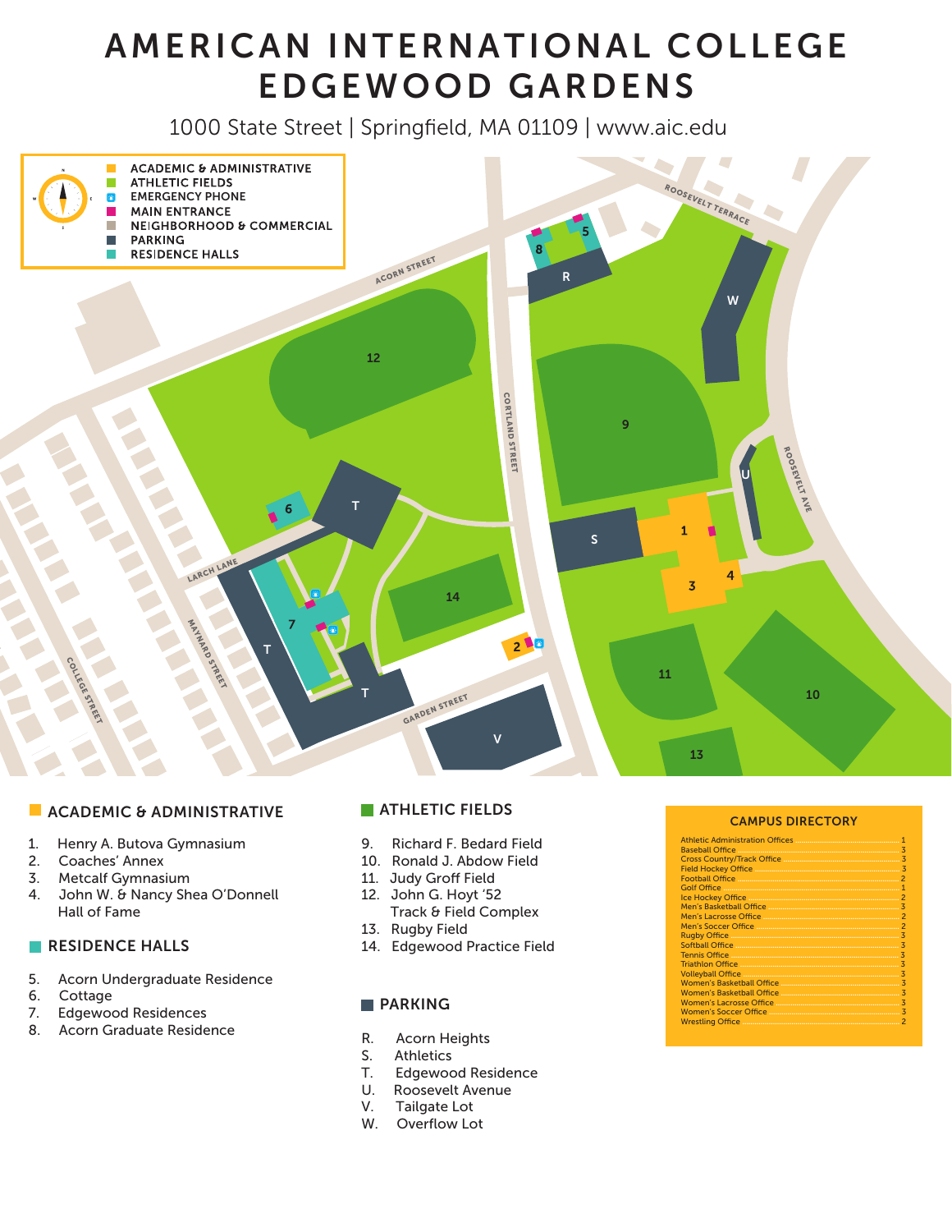# AMERICAN INTERNATIONAL COLLEGE EDGEWOOD GARDENS

1000 State Street | Springfield, MA 01109 | www.aic.edu

ACADEMIC & ADMINISTRATIVE
ATHLETIC FIELDS
EMERGENCY PHONE
MAIN ENTRANCE
NEIGHBORHOOD & COMMERCIAL
PARKING
RESIDENCE HALLS

ACORN STREET
ROOSEVELT TERRACE
CORTLAND STREET
ROOSEVELT AVE
LARCH LANE
MAYNARD STREET
COLLEGE STREET
GARDEN STREET

## ACADEMIC & ADMINISTRATIVE

1. Henry A. Butova Gymnasium
2. Coaches' Annex
3. Metcalf Gymnasium
4. John W. & Nancy Shea O'Donnell Hall of Fame

## RESIDENCE HALLS

5. Acorn Undergraduate Residence
6. Cottage
7. Edgewood Residences
8. Acorn Graduate Residence

## ATHLETIC FIELDS

9. Richard F. Bedard Field
10. Ronald J. Abdow Field
11. Judy Groff Field
12. John G. Hoyt '52 Track & Field Complex
13. Rugby Field
14. Edgewood Practice Field

## PARKING

R. Acorn Heights
S. Athletics
T. Edgewood Residence
U. Roosevelt Avenue
V. Tailgate Lot
W. Overflow Lot

## CAMPUS DIRECTORY

| | |
|---|---|
| Athletic Administration Offices | 1 |
| Baseball Office | 3 |
| Cross Country/Track Office | 3 |
| Field Hockey Office | 3 |
| Football Office | 2 |
| Golf Office | 1 |
| Ice Hockey Office | 2 |
| Men's Basketball Office | 3 |
| Men's Lacrosse Office | 2 |
| Men's Soccer Office | 2 |
| Rugby Office | 3 |
| Softball Office | 3 |
| Tennis Office | 3 |
| Triathlon Office | 3 |
| Volleyball Office | 3 |
| Women's Basketball Office | 3 |
| Women's Basketball Office | 3 |
| Women's Lacrosse Office | 3 |
| Women's Soccer Office | 3 |
| Wrestling Office | 2 |